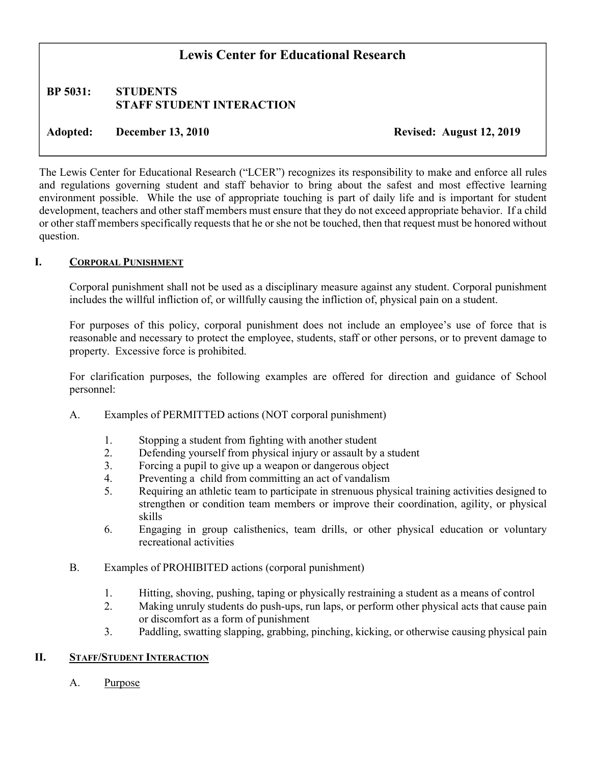# Lewis Center for Educational Research

**BP 5031: STUDENTS**
**STAFF STUDENT INTERACTION**

**Adopted: December 13, 2010** **Revised: August 12, 2019**

The Lewis Center for Educational Research ("LCER") recognizes its responsibility to make and enforce all rules and regulations governing student and staff behavior to bring about the safest and most effective learning environment possible. While the use of appropriate touching is part of daily life and is important for student development, teachers and other staff members must ensure that they do not exceed appropriate behavior. If a child or other staff members specifically requests that he or she not be touched, then that request must be honored without question.

## I. CORPORAL PUNISHMENT

Corporal punishment shall not be used as a disciplinary measure against any student. Corporal punishment includes the willful infliction of, or willfully causing the infliction of, physical pain on a student.

For purposes of this policy, corporal punishment does not include an employee's use of force that is reasonable and necessary to protect the employee, students, staff or other persons, or to prevent damage to property. Excessive force is prohibited.

For clarification purposes, the following examples are offered for direction and guidance of School personnel:

A. Examples of PERMITTED actions (NOT corporal punishment)

1. Stopping a student from fighting with another student
2. Defending yourself from physical injury or assault by a student
3. Forcing a pupil to give up a weapon or dangerous object
4. Preventing a child from committing an act of vandalism
5. Requiring an athletic team to participate in strenuous physical training activities designed to strengthen or condition team members or improve their coordination, agility, or physical skills
6. Engaging in group calisthenics, team drills, or other physical education or voluntary recreational activities

B. Examples of PROHIBITED actions (corporal punishment)

1. Hitting, shoving, pushing, taping or physically restraining a student as a means of control
2. Making unruly students do push-ups, run laps, or perform other physical acts that cause pain or discomfort as a form of punishment
3. Paddling, swatting slapping, grabbing, pinching, kicking, or otherwise causing physical pain

## II. STAFF/STUDENT INTERACTION

A. Purpose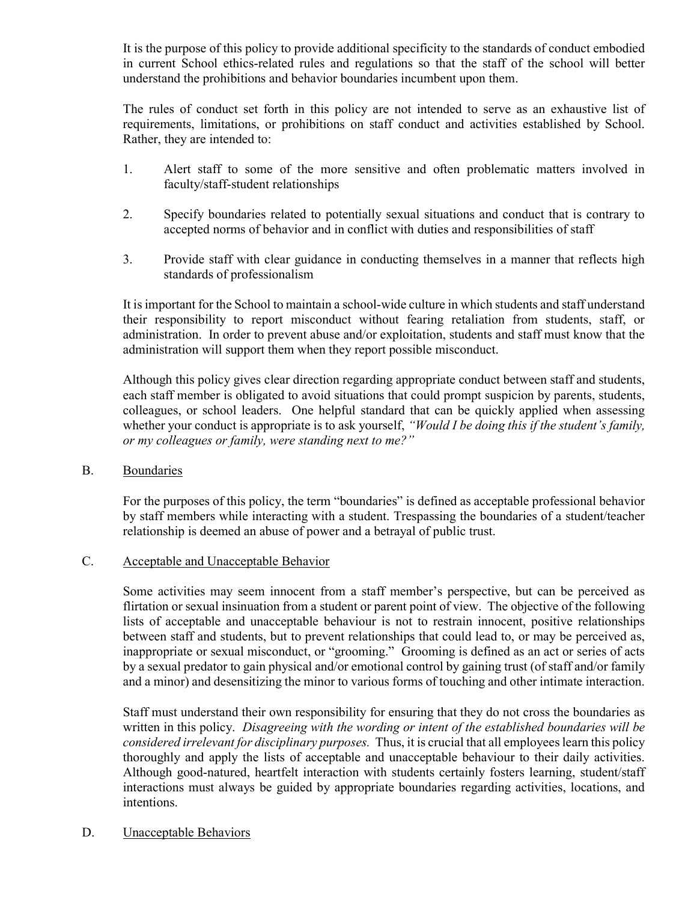It is the purpose of this policy to provide additional specificity to the standards of conduct embodied in current School ethics-related rules and regulations so that the staff of the school will better understand the prohibitions and behavior boundaries incumbent upon them.

The rules of conduct set forth in this policy are not intended to serve as an exhaustive list of requirements, limitations, or prohibitions on staff conduct and activities established by School. Rather, they are intended to:

1. Alert staff to some of the more sensitive and often problematic matters involved in faculty/staff-student relationships

2. Specify boundaries related to potentially sexual situations and conduct that is contrary to accepted norms of behavior and in conflict with duties and responsibilities of staff

3. Provide staff with clear guidance in conducting themselves in a manner that reflects high standards of professionalism

It is important for the School to maintain a school-wide culture in which students and staff understand their responsibility to report misconduct without fearing retaliation from students, staff, or administration. In order to prevent abuse and/or exploitation, students and staff must know that the administration will support them when they report possible misconduct.

Although this policy gives clear direction regarding appropriate conduct between staff and students, each staff member is obligated to avoid situations that could prompt suspicion by parents, students, colleagues, or school leaders. One helpful standard that can be quickly applied when assessing whether your conduct is appropriate is to ask yourself, *"Would I be doing this if the student's family, or my colleagues or family, were standing next to me?"*

## B. Boundaries

For the purposes of this policy, the term "boundaries" is defined as acceptable professional behavior by staff members while interacting with a student. Trespassing the boundaries of a student/teacher relationship is deemed an abuse of power and a betrayal of public trust.

## C. Acceptable and Unacceptable Behavior

Some activities may seem innocent from a staff member's perspective, but can be perceived as flirtation or sexual insinuation from a student or parent point of view. The objective of the following lists of acceptable and unacceptable behaviour is not to restrain innocent, positive relationships between staff and students, but to prevent relationships that could lead to, or may be perceived as, inappropriate or sexual misconduct, or "grooming." Grooming is defined as an act or series of acts by a sexual predator to gain physical and/or emotional control by gaining trust (of staff and/or family and a minor) and desensitizing the minor to various forms of touching and other intimate interaction.

Staff must understand their own responsibility for ensuring that they do not cross the boundaries as written in this policy. *Disagreeing with the wording or intent of the established boundaries will be considered irrelevant for disciplinary purposes.* Thus, it is crucial that all employees learn this policy thoroughly and apply the lists of acceptable and unacceptable behaviour to their daily activities. Although good-natured, heartfelt interaction with students certainly fosters learning, student/staff interactions must always be guided by appropriate boundaries regarding activities, locations, and intentions.

## D. Unacceptable Behaviors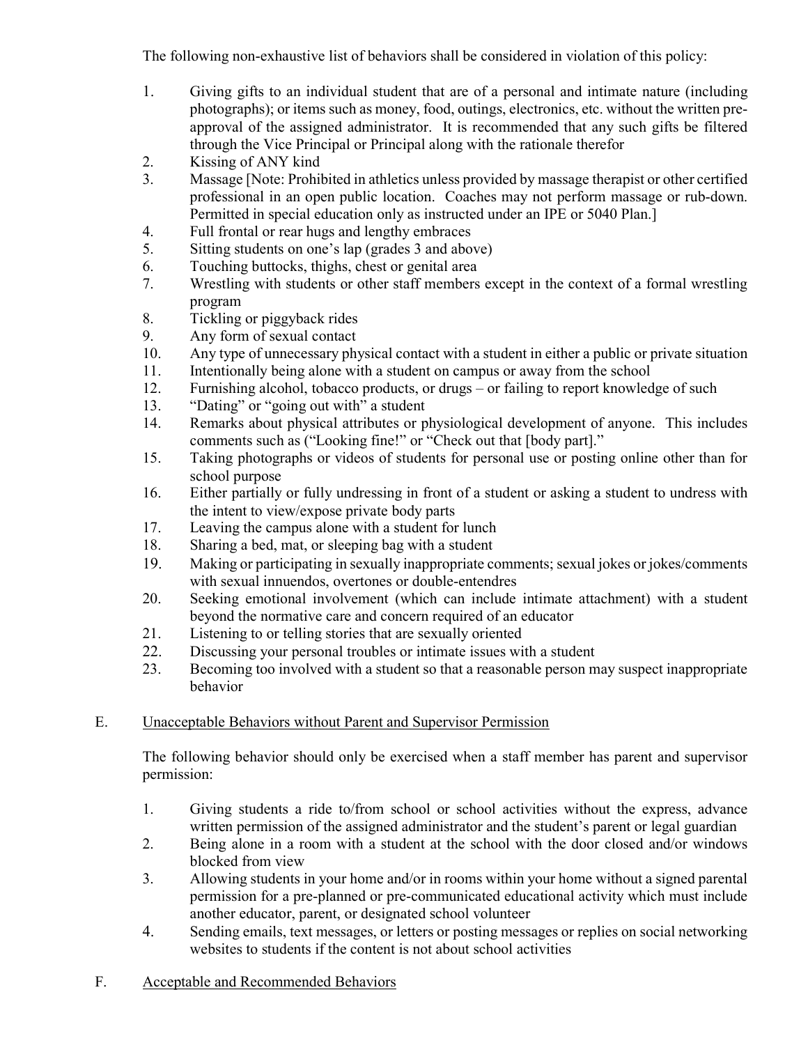The following non-exhaustive list of behaviors shall be considered in violation of this policy:

1. Giving gifts to an individual student that are of a personal and intimate nature (including photographs); or items such as money, food, outings, electronics, etc. without the written pre-approval of the assigned administrator. It is recommended that any such gifts be filtered through the Vice Principal or Principal along with the rationale therefor
2. Kissing of ANY kind
3. Massage [Note: Prohibited in athletics unless provided by massage therapist or other certified professional in an open public location. Coaches may not perform massage or rub-down. Permitted in special education only as instructed under an IPE or 5040 Plan.]
4. Full frontal or rear hugs and lengthy embraces
5. Sitting students on one's lap (grades 3 and above)
6. Touching buttocks, thighs, chest or genital area
7. Wrestling with students or other staff members except in the context of a formal wrestling program
8. Tickling or piggyback rides
9. Any form of sexual contact
10. Any type of unnecessary physical contact with a student in either a public or private situation
11. Intentionally being alone with a student on campus or away from the school
12. Furnishing alcohol, tobacco products, or drugs – or failing to report knowledge of such
13. "Dating" or "going out with" a student
14. Remarks about physical attributes or physiological development of anyone. This includes comments such as ("Looking fine!" or "Check out that [body part]."
15. Taking photographs or videos of students for personal use or posting online other than for school purpose
16. Either partially or fully undressing in front of a student or asking a student to undress with the intent to view/expose private body parts
17. Leaving the campus alone with a student for lunch
18. Sharing a bed, mat, or sleeping bag with a student
19. Making or participating in sexually inappropriate comments; sexual jokes or jokes/comments with sexual innuendos, overtones or double-entendres
20. Seeking emotional involvement (which can include intimate attachment) with a student beyond the normative care and concern required of an educator
21. Listening to or telling stories that are sexually oriented
22. Discussing your personal troubles or intimate issues with a student
23. Becoming too involved with a student so that a reasonable person may suspect inappropriate behavior

E. Unacceptable Behaviors without Parent and Supervisor Permission

The following behavior should only be exercised when a staff member has parent and supervisor permission:

1. Giving students a ride to/from school or school activities without the express, advance written permission of the assigned administrator and the student's parent or legal guardian
2. Being alone in a room with a student at the school with the door closed and/or windows blocked from view
3. Allowing students in your home and/or in rooms within your home without a signed parental permission for a pre-planned or pre-communicated educational activity which must include another educator, parent, or designated school volunteer
4. Sending emails, text messages, or letters or posting messages or replies on social networking websites to students if the content is not about school activities

F. Acceptable and Recommended Behaviors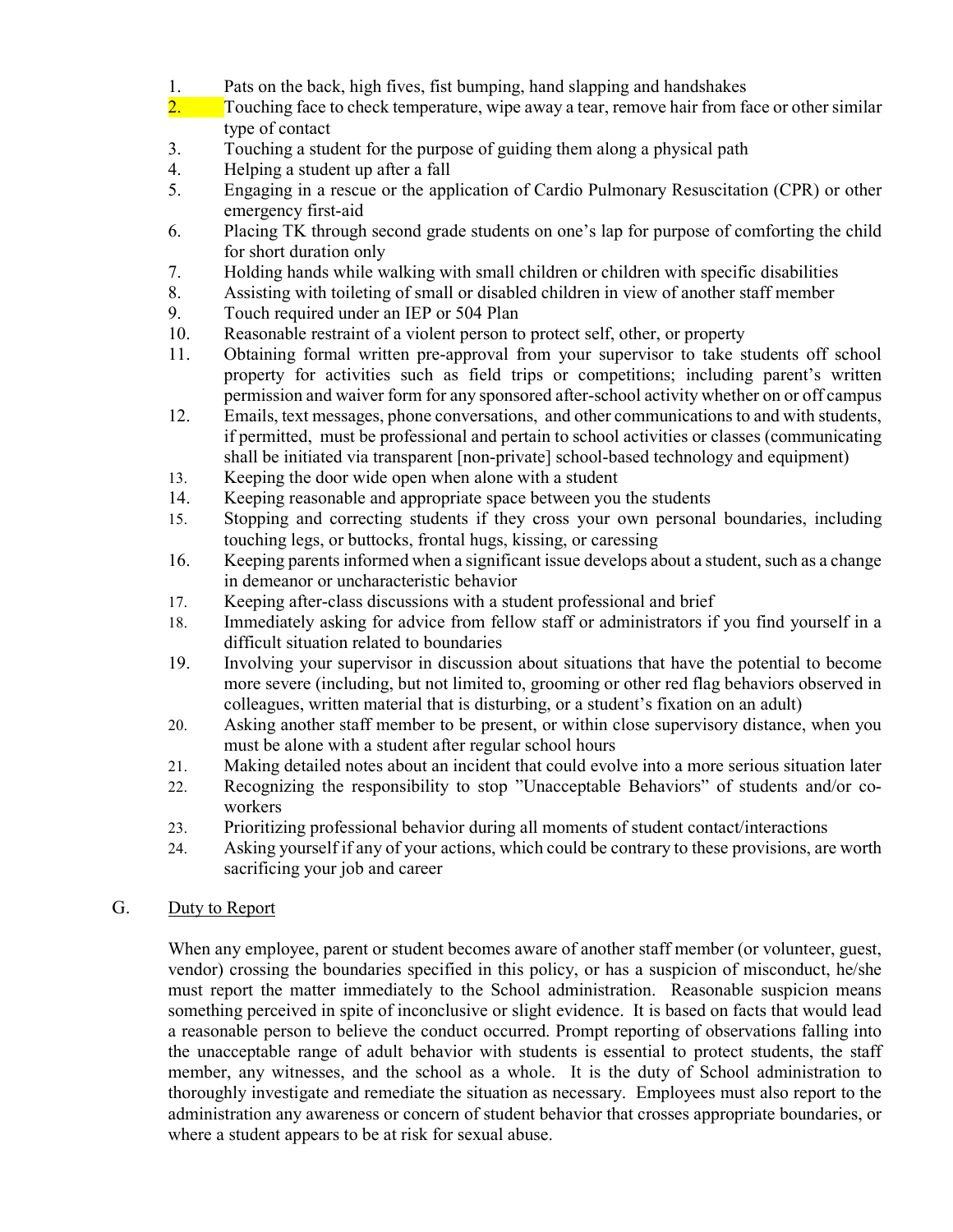1. Pats on the back, high fives, fist bumping, hand slapping and handshakes
2. Touching face to check temperature, wipe away a tear, remove hair from face or other similar type of contact
3. Touching a student for the purpose of guiding them along a physical path
4. Helping a student up after a fall
5. Engaging in a rescue or the application of Cardio Pulmonary Resuscitation (CPR) or other emergency first-aid
6. Placing TK through second grade students on one's lap for purpose of comforting the child for short duration only
7. Holding hands while walking with small children or children with specific disabilities
8. Assisting with toileting of small or disabled children in view of another staff member
9. Touch required under an IEP or 504 Plan
10. Reasonable restraint of a violent person to protect self, other, or property
11. Obtaining formal written pre-approval from your supervisor to take students off school property for activities such as field trips or competitions; including parent's written permission and waiver form for any sponsored after-school activity whether on or off campus
12. Emails, text messages, phone conversations, and other communications to and with students, if permitted, must be professional and pertain to school activities or classes (communicating shall be initiated via transparent [non-private] school-based technology and equipment)
13. Keeping the door wide open when alone with a student
14. Keeping reasonable and appropriate space between you the students
15. Stopping and correcting students if they cross your own personal boundaries, including touching legs, or buttocks, frontal hugs, kissing, or caressing
16. Keeping parents informed when a significant issue develops about a student, such as a change in demeanor or uncharacteristic behavior
17. Keeping after-class discussions with a student professional and brief
18. Immediately asking for advice from fellow staff or administrators if you find yourself in a difficult situation related to boundaries
19. Involving your supervisor in discussion about situations that have the potential to become more severe (including, but not limited to, grooming or other red flag behaviors observed in colleagues, written material that is disturbing, or a student's fixation on an adult)
20. Asking another staff member to be present, or within close supervisory distance, when you must be alone with a student after regular school hours
21. Making detailed notes about an incident that could evolve into a more serious situation later
22. Recognizing the responsibility to stop "Unacceptable Behaviors" of students and/or co-workers
23. Prioritizing professional behavior during all moments of student contact/interactions
24. Asking yourself if any of your actions, which could be contrary to these provisions, are worth sacrificing your job and career

G. Duty to Report

When any employee, parent or student becomes aware of another staff member (or volunteer, guest, vendor) crossing the boundaries specified in this policy, or has a suspicion of misconduct, he/she must report the matter immediately to the School administration. Reasonable suspicion means something perceived in spite of inconclusive or slight evidence. It is based on facts that would lead a reasonable person to believe the conduct occurred. Prompt reporting of observations falling into the unacceptable range of adult behavior with students is essential to protect students, the staff member, any witnesses, and the school as a whole. It is the duty of School administration to thoroughly investigate and remediate the situation as necessary. Employees must also report to the administration any awareness or concern of student behavior that crosses appropriate boundaries, or where a student appears to be at risk for sexual abuse.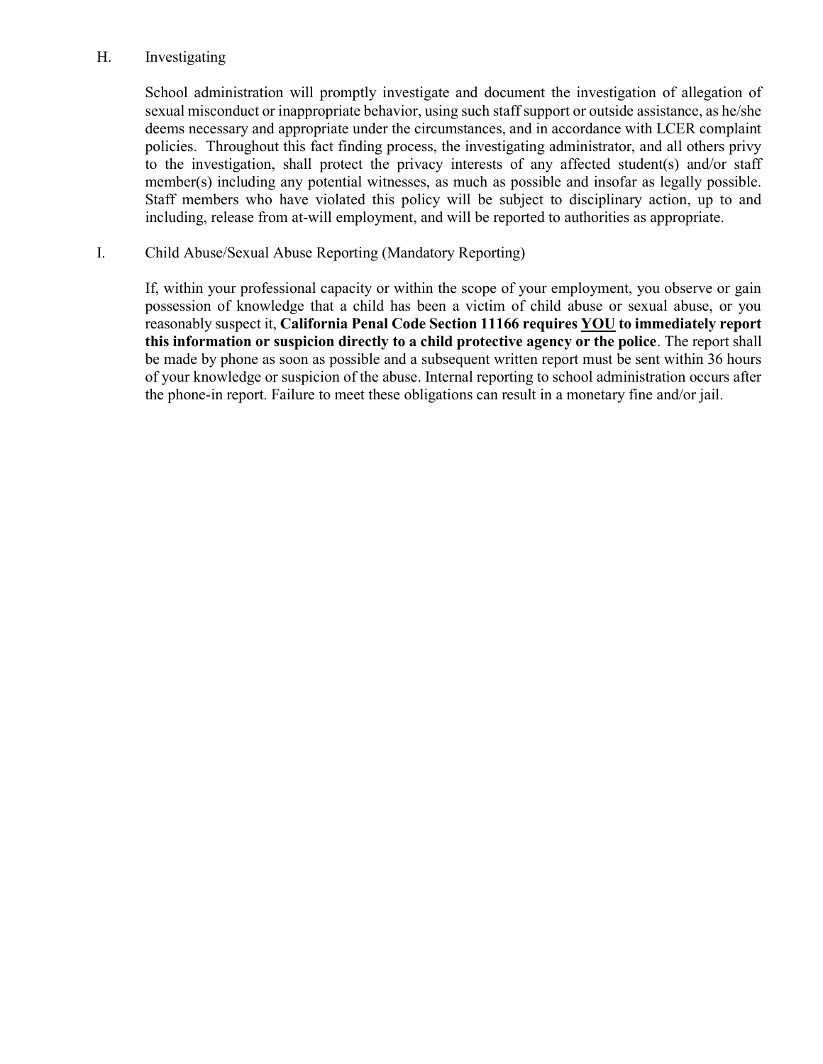## H. Investigating

School administration will promptly investigate and document the investigation of allegation of sexual misconduct or inappropriate behavior, using such staff support or outside assistance, as he/she deems necessary and appropriate under the circumstances, and in accordance with LCER complaint policies. Throughout this fact finding process, the investigating administrator, and all others privy to the investigation, shall protect the privacy interests of any affected student(s) and/or staff member(s) including any potential witnesses, as much as possible and insofar as legally possible. Staff members who have violated this policy will be subject to disciplinary action, up to and including, release from at-will employment, and will be reported to authorities as appropriate.

## I. Child Abuse/Sexual Abuse Reporting (Mandatory Reporting)

If, within your professional capacity or within the scope of your employment, you observe or gain possession of knowledge that a child has been a victim of child abuse or sexual abuse, or you reasonably suspect it, **California Penal Code Section 11166 requires <u>YOU</u> to immediately report this information or suspicion directly to a child protective agency or the police**. The report shall be made by phone as soon as possible and a subsequent written report must be sent within 36 hours of your knowledge or suspicion of the abuse. Internal reporting to school administration occurs after the phone-in report. Failure to meet these obligations can result in a monetary fine and/or jail.